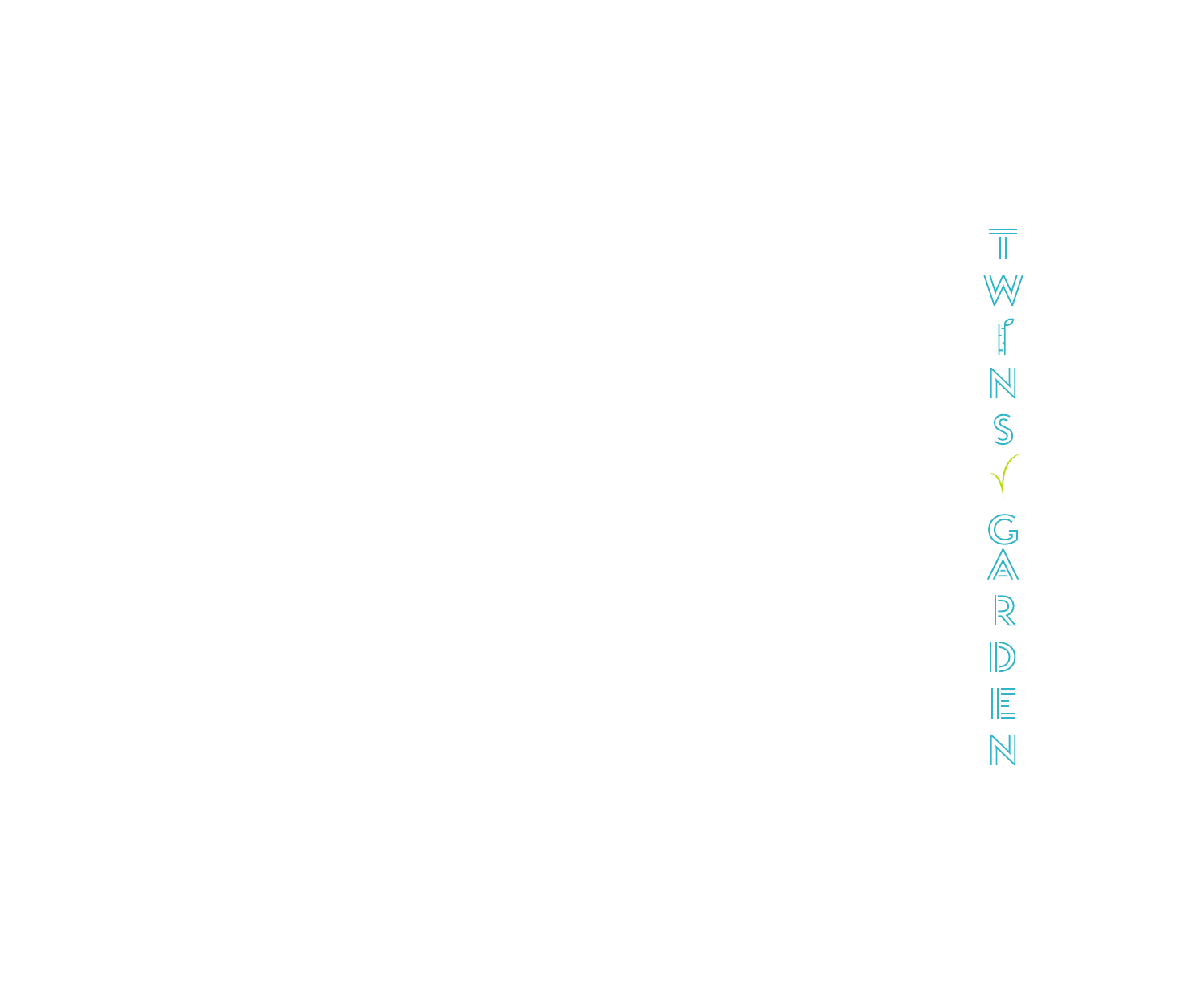# TWINS GARDEN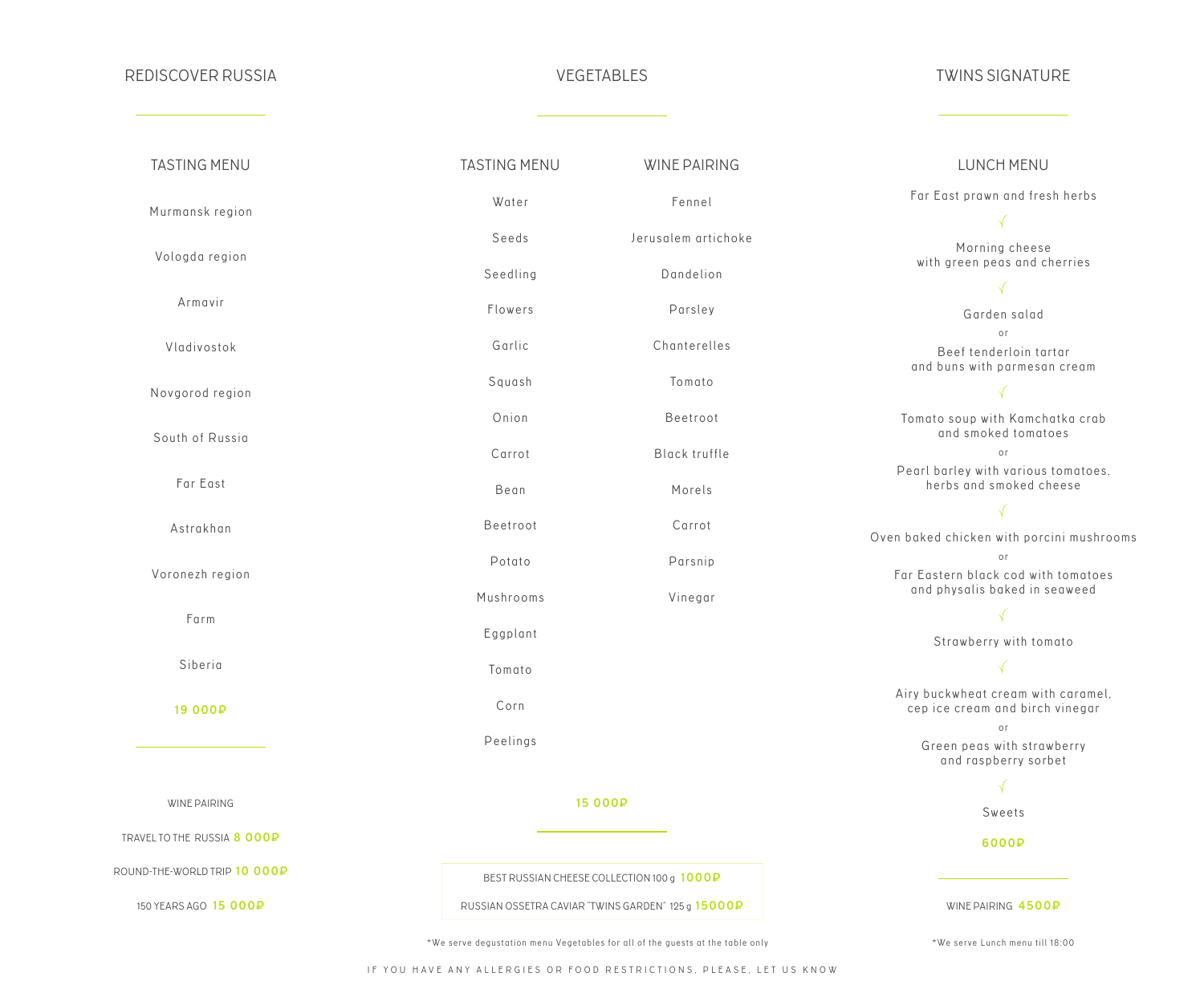## REDISCOVER RUSSIA

### TASTING MENU

Murmansk region

Vologda region

Armavir

Vladivostok

Novgorod region

South of Russia

Far East

Astrakhan

Voronezh region

Farm

Siberia

**19 000₽**

WINE PAIRING

TRAVEL TO THE RUSSIA **8 000₽**

ROUND-THE-WORLD TRIP **10 000₽**

150 YEARS AGO **15 000₽**

## VEGETABLES

### TASTING MENU

Water

Seeds

Seedling

Flowers

Garlic

Squash

Onion

Carrot

Bean

Beetroot

Potato

Mushrooms

Eggplant

Tomato

Corn

Peelings

### WINE PAIRING

Fennel

Jerusalem artichoke

Dandelion

Parsley

Chanterelles

Tomato

Beetroot

Black truffle

Morels

Carrot

Parsnip

Vinegar

**15 000₽**

BEST RUSSIAN CHEESE COLLECTION 100 g **1000₽**

RUSSIAN OSSETRA CAVIAR "TWINS GARDEN" 125 g **15000₽**

*We serve degustation menu Vegetables for all of the guests at the table only

## TWINS SIGNATURE

### LUNCH MENU

Far East prawn and fresh herbs

√

Morning cheese
with green peas and cherries

√

Garden salad

or

Beef tenderloin tartar
and buns with parmesan cream

√

Tomato soup with Kamchatka crab
and smoked tomatoes

or

Pearl barley with various tomatoes,
herbs and smoked cheese

√

Oven baked chicken with porcini mushrooms

or

Far Eastern black cod with tomatoes
and physalis baked in seaweed

√

Strawberry with tomato

√

Airy buckwheat cream with caramel,
cep ice cream and birch vinegar

or

Green peas with strawberry
and raspberry sorbet

√

Sweets

**6000₽**

WINE PAIRING **4500₽**

*We serve Lunch menu till 18:00

IF YOU HAVE ANY ALLERGIES OR FOOD RESTRICTIONS, PLEASE, LET US KNOW